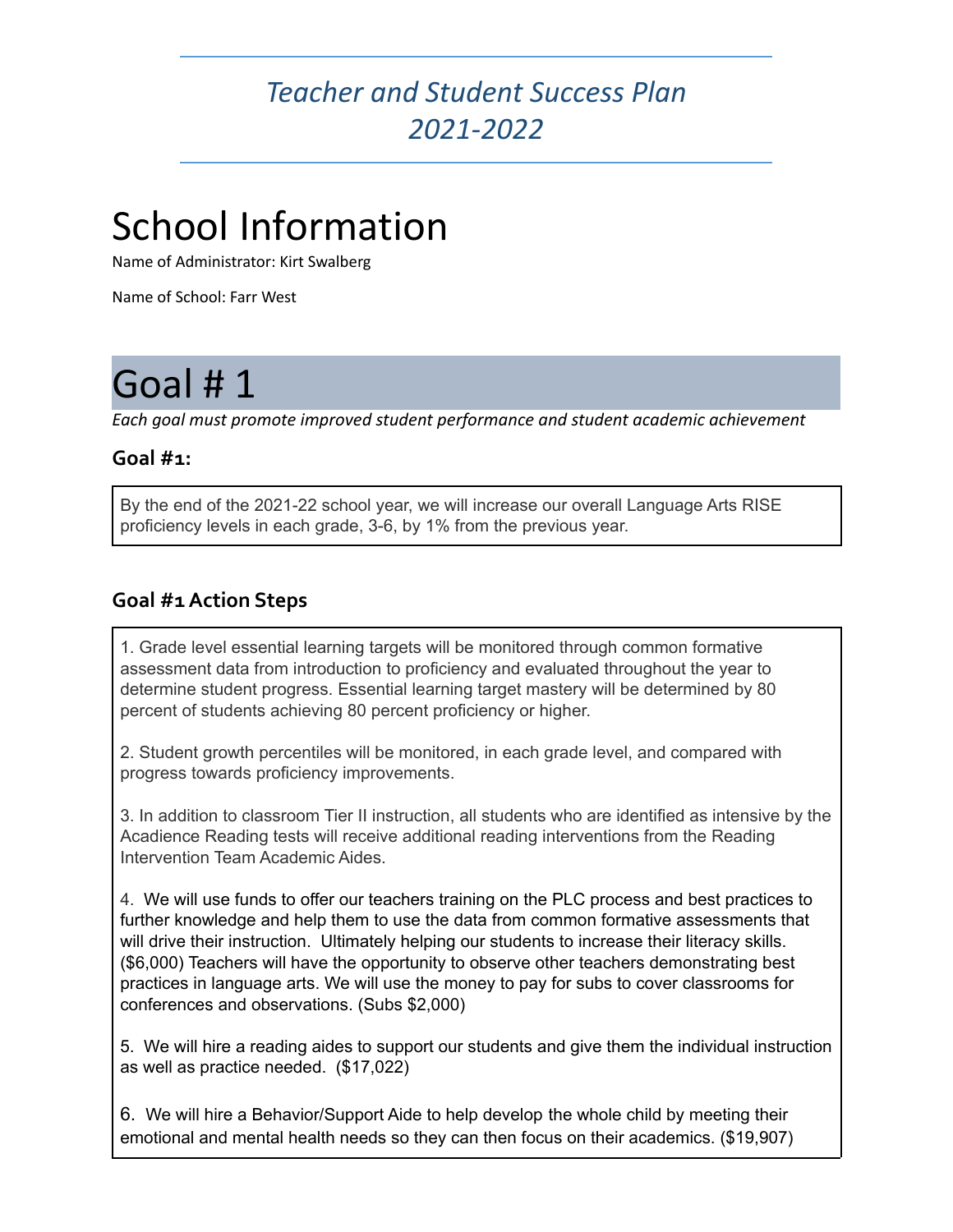# *Teacher and Student Success Plan 2021-2022*

# School Information

Name of Administrator: Kirt Swalberg

Name of School: Farr West

# Goal # 1

*Each goal must promote improved student performance and student academic achievement*

### Goal #1:

By the end of the 2021-22 school year, we will increase our overall Language Arts RISE proficiency levels in each grade, 3-6, by 1% from the previous year.

### Goal #1 Action Steps

1. Grade level essential learning targets will be monitored through common formative assessment data from introduction to proficiency and evaluated throughout the year to determine student progress. Essential learning target mastery will be determined by 80 percent of students achieving 80 percent proficiency or higher.

2. Student growth percentiles will be monitored, in each grade level, and compared with progress towards proficiency improvements.

3. In addition to classroom Tier II instruction, all students who are identified as intensive by the Acadience Reading tests will receive additional reading interventions from the Reading Intervention Team Academic Aides.

4. We will use funds to offer our teachers training on the PLC process and best practices to further knowledge and help them to use the data from common formative assessments that will drive their instruction. Ultimately helping our students to increase their literacy skills. ($6,000) Teachers will have the opportunity to observe other teachers demonstrating best practices in language arts. We will use the money to pay for subs to cover classrooms for conferences and observations. (Subs $2,000)

5. We will hire a reading aides to support our students and give them the individual instruction as well as practice needed. ($17,022)

6. We will hire a Behavior/Support Aide to help develop the whole child by meeting their emotional and mental health needs so they can then focus on their academics. ($19,907)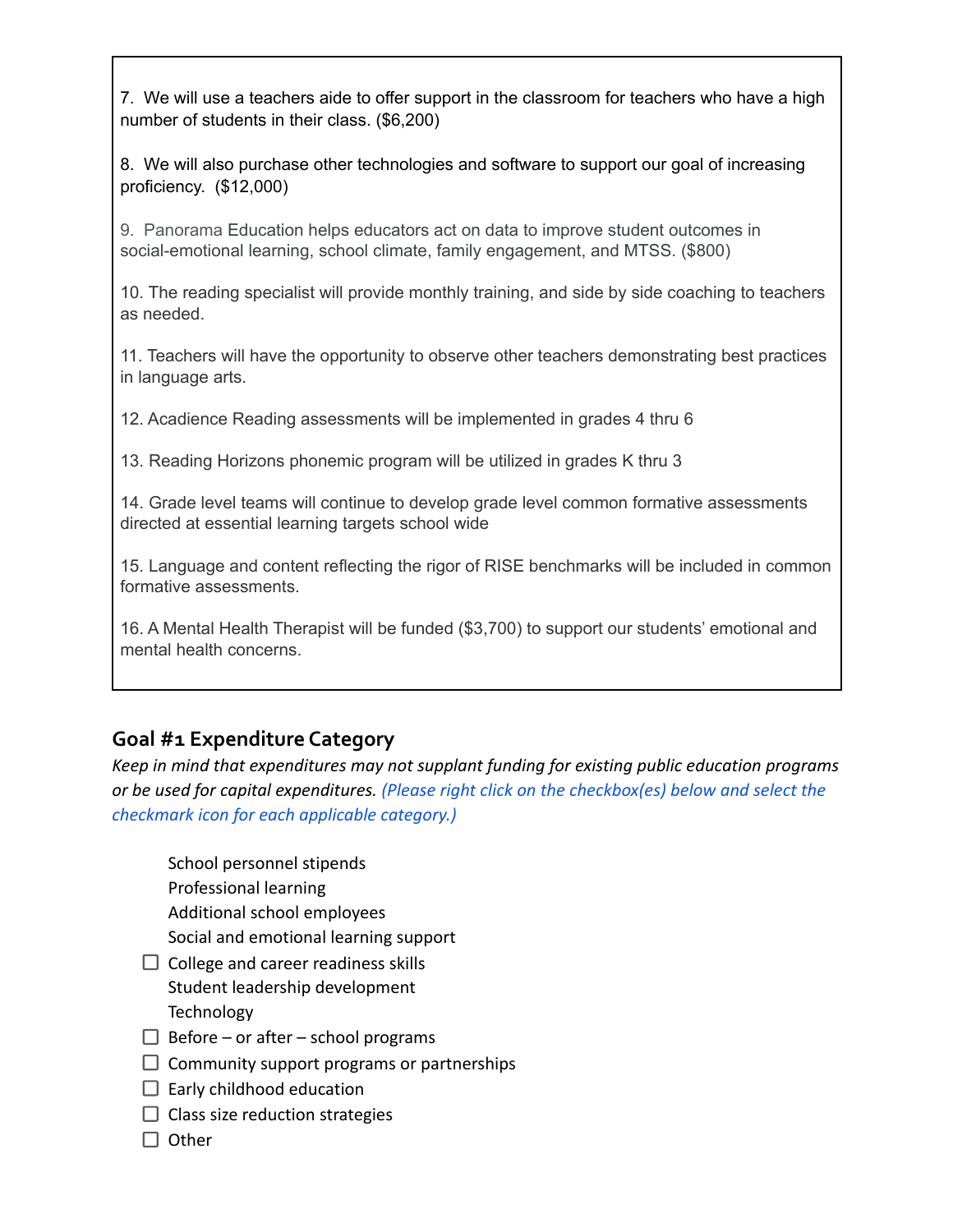7. We will use a teachers aide to offer support in the classroom for teachers who have a high number of students in their class. ($6,200)

8. We will also purchase other technologies and software to support our goal of increasing proficiency. ($12,000)

9. Panorama Education helps educators act on data to improve student outcomes in social-emotional learning, school climate, family engagement, and MTSS. ($800)

10. The reading specialist will provide monthly training, and side by side coaching to teachers as needed.

11. Teachers will have the opportunity to observe other teachers demonstrating best practices in language arts.

12. Acadience Reading assessments will be implemented in grades 4 thru 6

13. Reading Horizons phonemic program will be utilized in grades K thru 3

14. Grade level teams will continue to develop grade level common formative assessments directed at essential learning targets school wide

15. Language and content reflecting the rigor of RISE benchmarks will be included in common formative assessments.

16. A Mental Health Therapist will be funded ($3,700) to support our students' emotional and mental health concerns.

### Goal #1 Expenditure Category

*Keep in mind that expenditures may not supplant funding for existing public education programs or be used for capital expenditures. (Please right click on the checkbox(es) below and select the checkmark icon for each applicable category.)*

- School personnel stipends
- Professional learning
- Additional school employees
- Social and emotional learning support
- ☐ College and career readiness skills
- Student leadership development
- Technology
- ☐ Before – or after – school programs
- ☐ Community support programs or partnerships
- ☐ Early childhood education
- ☐ Class size reduction strategies
- ☐ Other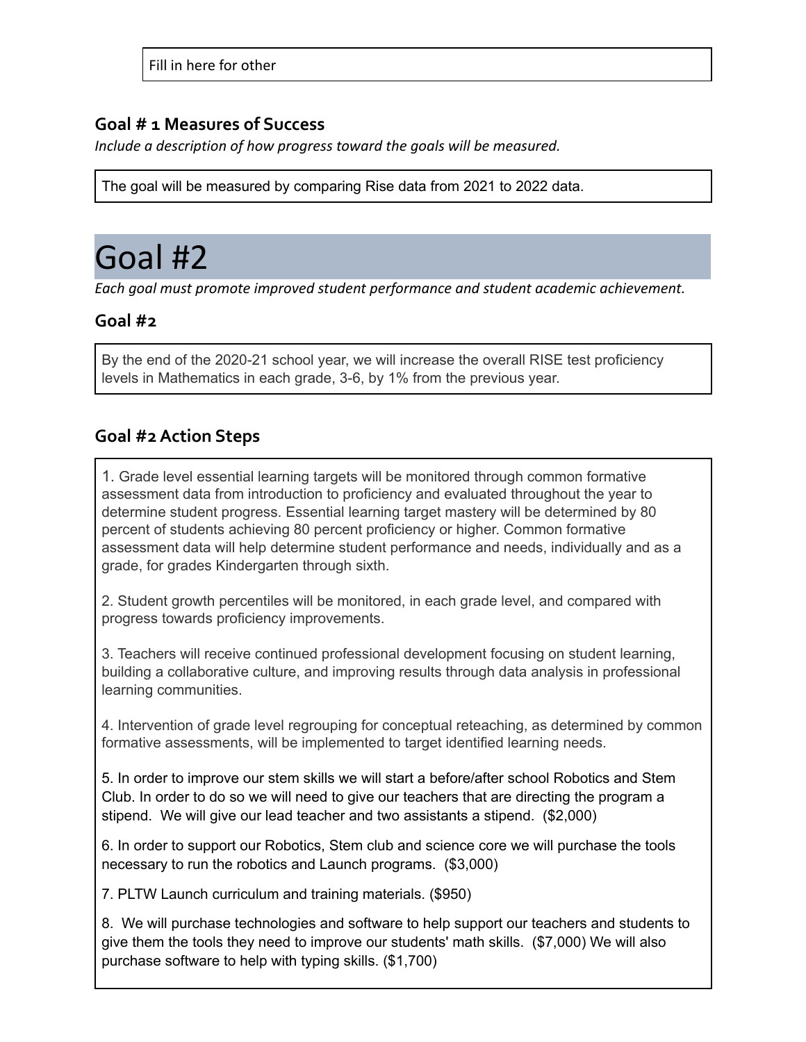Fill in here for other

### Goal # 1 Measures of Success

*Include a description of how progress toward the goals will be measured.*

The goal will be measured by comparing Rise data from 2021 to 2022 data.

# Goal #2

*Each goal must promote improved student performance and student academic achievement.*

### Goal #2

By the end of the 2020-21 school year, we will increase the overall RISE test proficiency levels in Mathematics in each grade, 3-6, by 1% from the previous year.

### Goal #2 Action Steps

1. Grade level essential learning targets will be monitored through common formative assessment data from introduction to proficiency and evaluated throughout the year to determine student progress. Essential learning target mastery will be determined by 80 percent of students achieving 80 percent proficiency or higher. Common formative assessment data will help determine student performance and needs, individually and as a grade, for grades Kindergarten through sixth.

2. Student growth percentiles will be monitored, in each grade level, and compared with progress towards proficiency improvements.

3. Teachers will receive continued professional development focusing on student learning, building a collaborative culture, and improving results through data analysis in professional learning communities.

4. Intervention of grade level regrouping for conceptual reteaching, as determined by common formative assessments, will be implemented to target identified learning needs.

5. In order to improve our stem skills we will start a before/after school Robotics and Stem Club. In order to do so we will need to give our teachers that are directing the program a stipend. We will give our lead teacher and two assistants a stipend. ($2,000)

6. In order to support our Robotics, Stem club and science core we will purchase the tools necessary to run the robotics and Launch programs. ($3,000)

7. PLTW Launch curriculum and training materials. ($950)

8. We will purchase technologies and software to help support our teachers and students to give them the tools they need to improve our students' math skills. ($7,000) We will also purchase software to help with typing skills. ($1,700)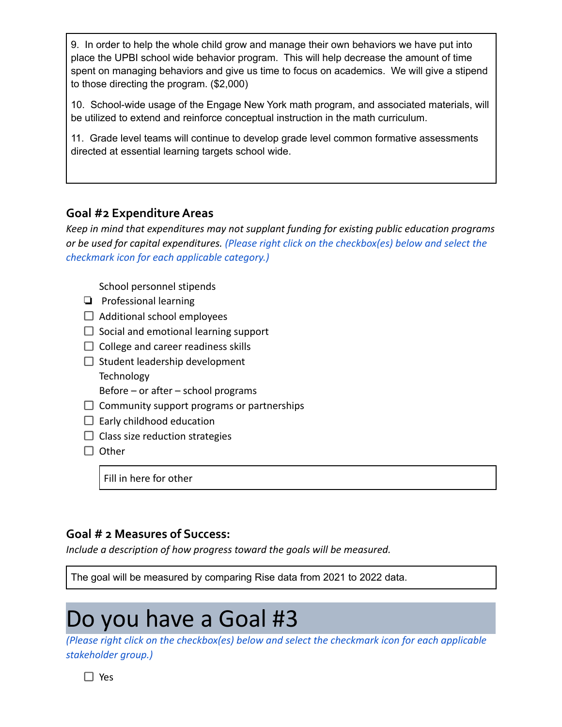9. In order to help the whole child grow and manage their own behaviors we have put into place the UPBI school wide behavior program. This will help decrease the amount of time spent on managing behaviors and give us time to focus on academics. We will give a stipend to those directing the program. ($2,000)

10. School-wide usage of the Engage New York math program, and associated materials, will be utilized to extend and reinforce conceptual instruction in the math curriculum.

11. Grade level teams will continue to develop grade level common formative assessments directed at essential learning targets school wide.

## Goal #2 Expenditure Areas

*Keep in mind that expenditures may not supplant funding for existing public education programs or be used for capital expenditures. (Please right click on the checkbox(es) below and select the checkmark icon for each applicable category.)*

- School personnel stipends
- ❏ Professional learning
- ☐ Additional school employees
- ☐ Social and emotional learning support
- ☐ College and career readiness skills
- ☐ Student leadership development
- Technology
- Before – or after – school programs
- ☐ Community support programs or partnerships
- ☐ Early childhood education
- ☐ Class size reduction strategies
- ☐ Other

Fill in here for other

## Goal # 2 Measures of Success:

*Include a description of how progress toward the goals will be measured.*

The goal will be measured by comparing Rise data from 2021 to 2022 data.

# Do you have a Goal #3

*(Please right click on the checkbox(es) below and select the checkmark icon for each applicable stakeholder group.)*

- ☐ Yes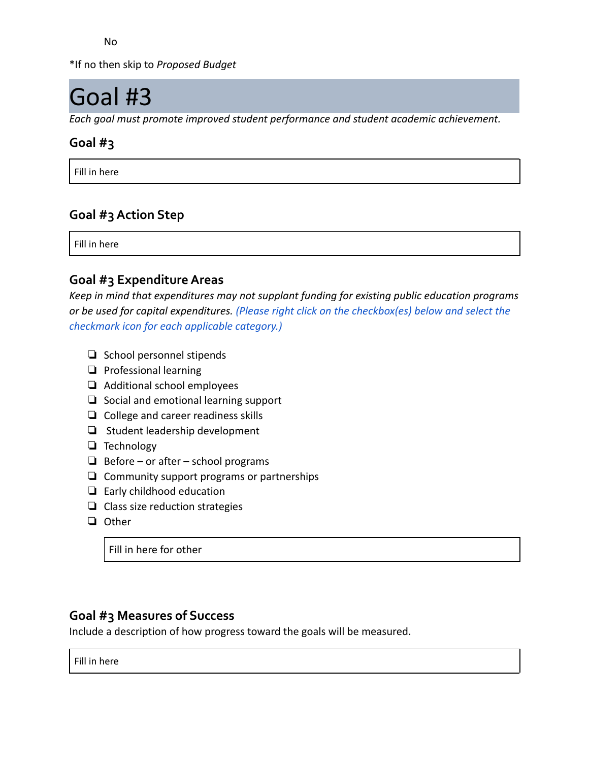No

*If no then skip to *Proposed Budget*

# Goal #3

*Each goal must promote improved student performance and student academic achievement.*

### Goal #3

Fill in here

### Goal #3 Action Step

Fill in here

### Goal #3 Expenditure Areas

*Keep in mind that expenditures may not supplant funding for existing public education programs or be used for capital expenditures. (Please right click on the checkbox(es) below and select the checkmark icon for each applicable category.)*

- ❏ School personnel stipends
- ❏ Professional learning
- ❏ Additional school employees
- ❏ Social and emotional learning support
- ❏ College and career readiness skills
- ❏ Student leadership development
- ❏ Technology
- ❏ Before – or after – school programs
- ❏ Community support programs or partnerships
- ❏ Early childhood education
- ❏ Class size reduction strategies
- ❏ Other

Fill in here for other

### Goal #3 Measures of Success

Include a description of how progress toward the goals will be measured.

Fill in here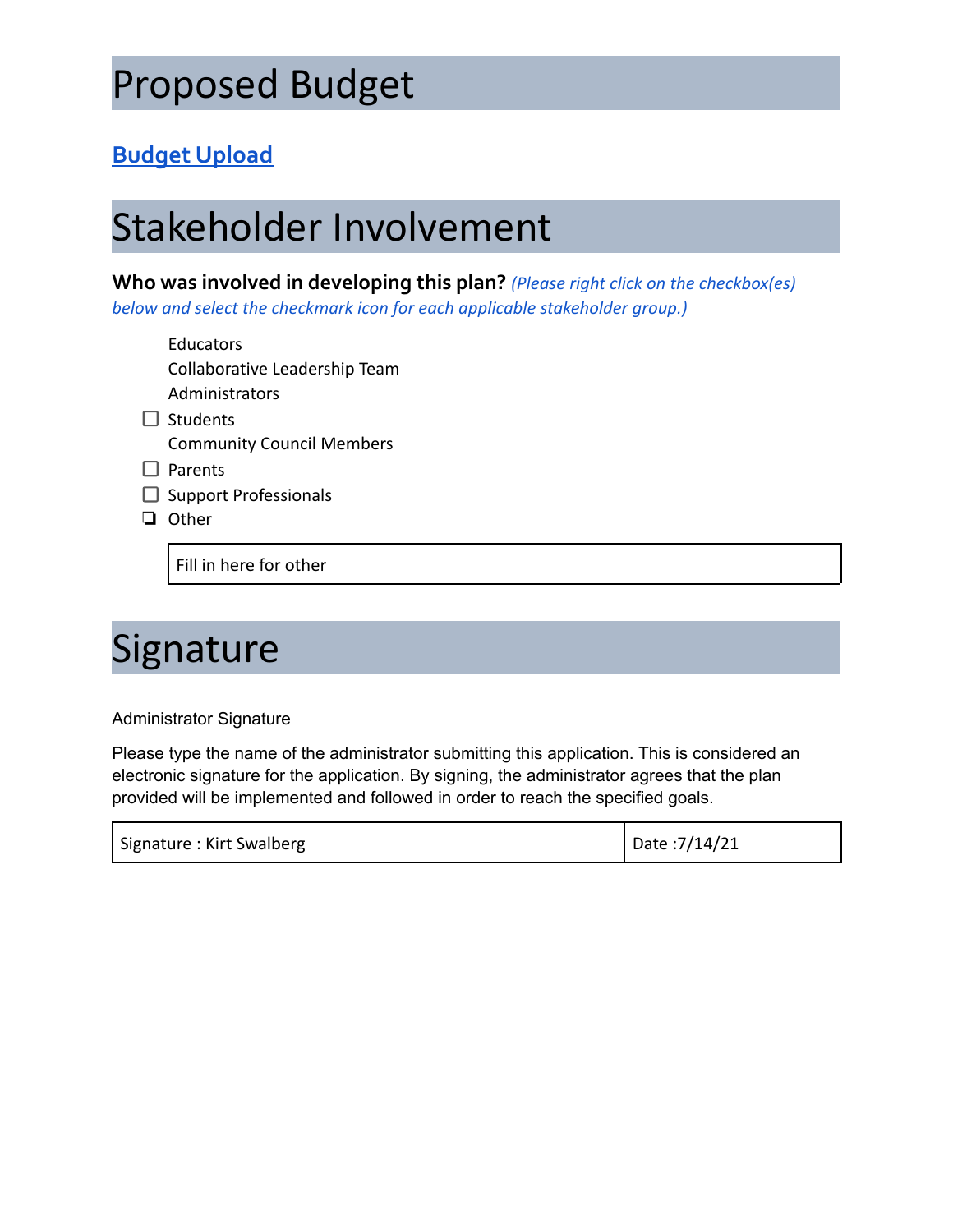# Proposed Budget

## **[Budget Upload]**

# Stakeholder Involvement

**Who was involved in developing this plan?** *(Please right click on the checkbox(es) below and select the checkmark icon for each applicable stakeholder group.)*

- Educators
- Collaborative Leadership Team
- Administrators
- ☐ Students
- Community Council Members
- ☐ Parents
- ☐ Support Professionals
- ❏ Other

| |
|---|
| Fill in here for other |

# Signature

Administrator Signature

Please type the name of the administrator submitting this application. This is considered an electronic signature for the application. By signing, the administrator agrees that the plan provided will be implemented and followed in order to reach the specified goals.

| | |
|---|---|
| Signature : Kirt Swalberg | Date :7/14/21 |